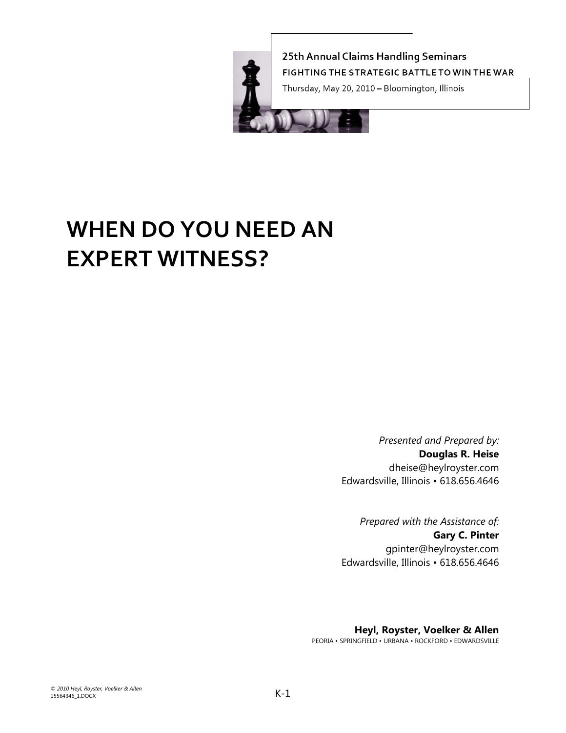25th Annual Claims Handling Seminars

FIGHTING THE STRATEGIC BATTLE TO WIN THE WAR

Thursday, May 20, 2010 – Bloomington, Illinois

# WHEN DO YOU NEED AN EXPERT WITNESS?

*Presented and Prepared by:*
**Douglas R. Heise**
dheise@heylroyster.com
Edwardsville, Illinois • 618.656.4646

*Prepared with the Assistance of:*
**Gary C. Pinter**
gpinter@heylroyster.com
Edwardsville, Illinois • 618.656.4646

**Heyl, Royster, Voelker & Allen**
PEORIA • SPRINGFIELD • URBANA • ROCKFORD • EDWARDSVILLE

*© 2010 Heyl, Royster, Voelker & Allen*
15564346_1.DOCX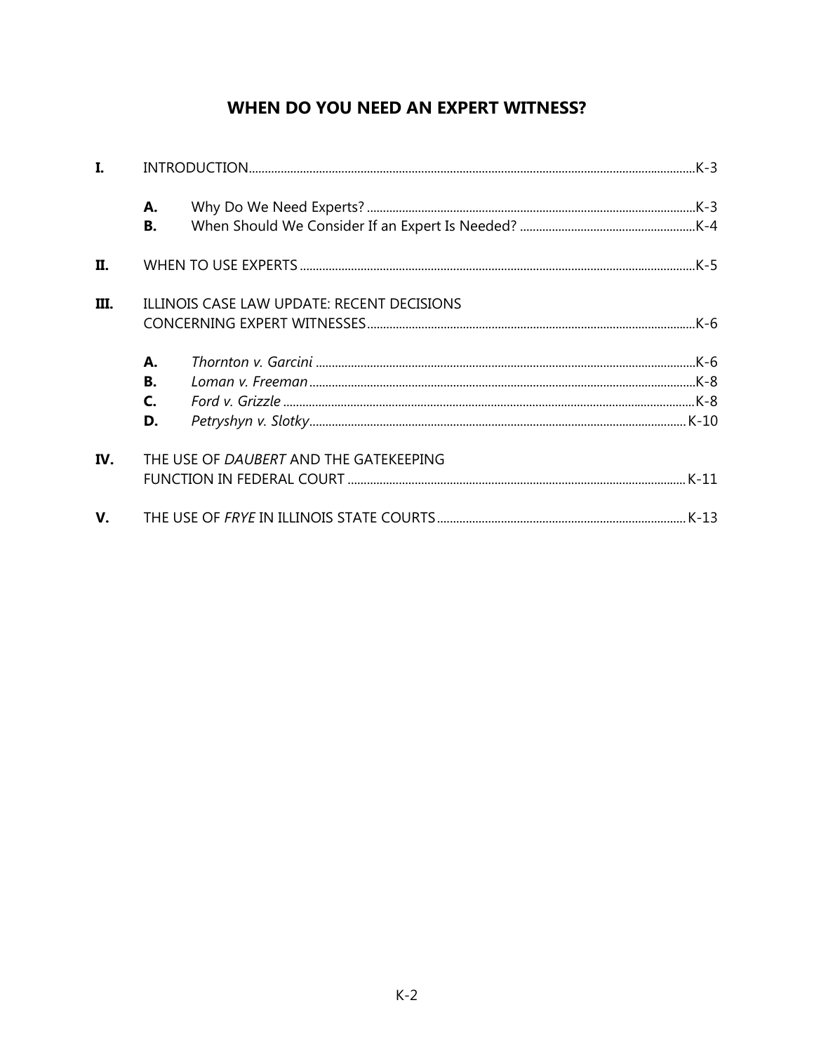# WHEN DO YOU NEED AN EXPERT WITNESS?

**I.** INTRODUCTION ..... K-3

- **A.** Why Do We Need Experts? ..... K-3
- **B.** When Should We Consider If an Expert Is Needed? ..... K-4

**II.** WHEN TO USE EXPERTS ..... K-5

**III.** ILLINOIS CASE LAW UPDATE: RECENT DECISIONS CONCERNING EXPERT WITNESSES ..... K-6

- **A.** *Thornton v. Garcini* ..... K-6
- **B.** *Loman v. Freeman* ..... K-8
- **C.** *Ford v. Grizzle* ..... K-8
- **D.** *Petryshyn v. Slotky* ..... K-10

**IV.** THE USE OF *DAUBERT* AND THE GATEKEEPING FUNCTION IN FEDERAL COURT ..... K-11

**V.** THE USE OF *FRYE* IN ILLINOIS STATE COURTS ..... K-13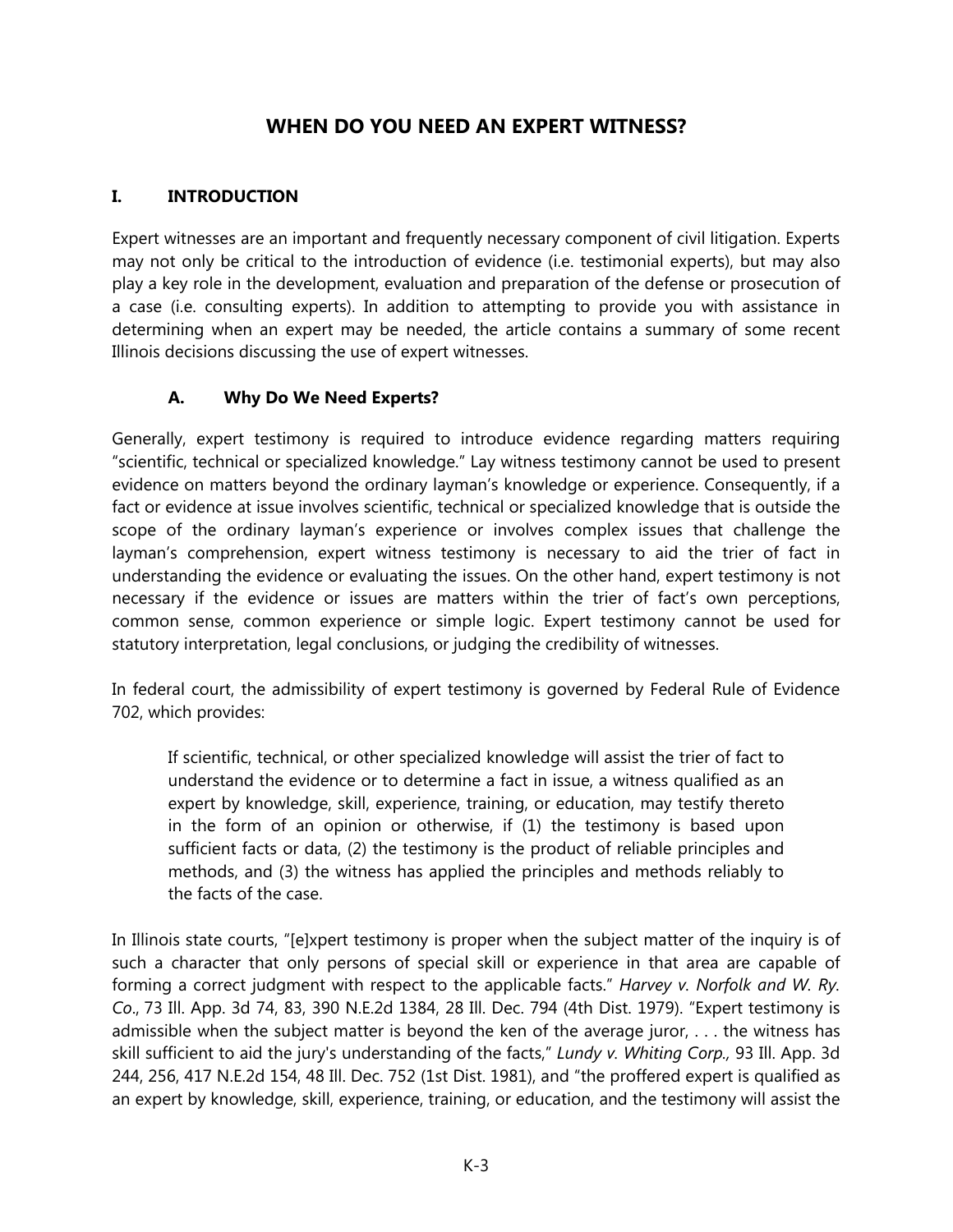# WHEN DO YOU NEED AN EXPERT WITNESS?

## I. INTRODUCTION

Expert witnesses are an important and frequently necessary component of civil litigation. Experts may not only be critical to the introduction of evidence (i.e. testimonial experts), but may also play a key role in the development, evaluation and preparation of the defense or prosecution of a case (i.e. consulting experts). In addition to attempting to provide you with assistance in determining when an expert may be needed, the article contains a summary of some recent Illinois decisions discussing the use of expert witnesses.

### A. Why Do We Need Experts?

Generally, expert testimony is required to introduce evidence regarding matters requiring "scientific, technical or specialized knowledge." Lay witness testimony cannot be used to present evidence on matters beyond the ordinary layman's knowledge or experience. Consequently, if a fact or evidence at issue involves scientific, technical or specialized knowledge that is outside the scope of the ordinary layman's experience or involves complex issues that challenge the layman's comprehension, expert witness testimony is necessary to aid the trier of fact in understanding the evidence or evaluating the issues. On the other hand, expert testimony is not necessary if the evidence or issues are matters within the trier of fact's own perceptions, common sense, common experience or simple logic. Expert testimony cannot be used for statutory interpretation, legal conclusions, or judging the credibility of witnesses.

In federal court, the admissibility of expert testimony is governed by Federal Rule of Evidence 702, which provides:

> If scientific, technical, or other specialized knowledge will assist the trier of fact to understand the evidence or to determine a fact in issue, a witness qualified as an expert by knowledge, skill, experience, training, or education, may testify thereto in the form of an opinion or otherwise, if (1) the testimony is based upon sufficient facts or data, (2) the testimony is the product of reliable principles and methods, and (3) the witness has applied the principles and methods reliably to the facts of the case.

In Illinois state courts, "[e]xpert testimony is proper when the subject matter of the inquiry is of such a character that only persons of special skill or experience in that area are capable of forming a correct judgment with respect to the applicable facts." *Harvey v. Norfolk and W. Ry. Co*., 73 Ill. App. 3d 74, 83, 390 N.E.2d 1384, 28 Ill. Dec. 794 (4th Dist. 1979). "Expert testimony is admissible when the subject matter is beyond the ken of the average juror, . . . the witness has skill sufficient to aid the jury's understanding of the facts," *Lundy v. Whiting Corp.,* 93 Ill. App. 3d 244, 256, 417 N.E.2d 154, 48 Ill. Dec. 752 (1st Dist. 1981), and "the proffered expert is qualified as an expert by knowledge, skill, experience, training, or education, and the testimony will assist the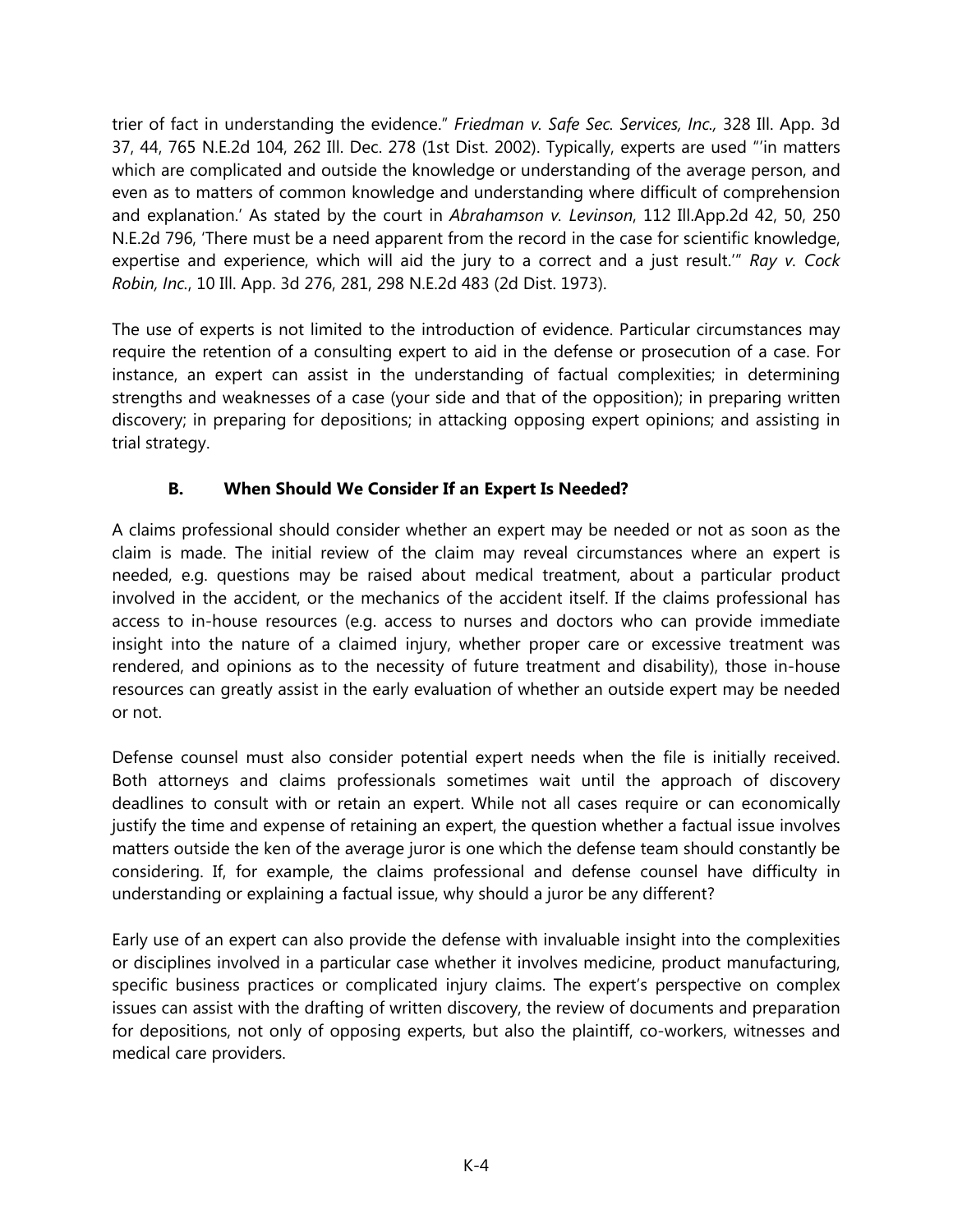trier of fact in understanding the evidence." *Friedman v. Safe Sec. Services, Inc.,* 328 Ill. App. 3d 37, 44, 765 N.E.2d 104, 262 Ill. Dec. 278 (1st Dist. 2002). Typically, experts are used "'in matters which are complicated and outside the knowledge or understanding of the average person, and even as to matters of common knowledge and understanding where difficult of comprehension and explanation.' As stated by the court in *Abrahamson v. Levinson*, 112 Ill.App.2d 42, 50, 250 N.E.2d 796, 'There must be a need apparent from the record in the case for scientific knowledge, expertise and experience, which will aid the jury to a correct and a just result.'" *Ray v. Cock Robin, Inc.*, 10 Ill. App. 3d 276, 281, 298 N.E.2d 483 (2d Dist. 1973).

The use of experts is not limited to the introduction of evidence. Particular circumstances may require the retention of a consulting expert to aid in the defense or prosecution of a case. For instance, an expert can assist in the understanding of factual complexities; in determining strengths and weaknesses of a case (your side and that of the opposition); in preparing written discovery; in preparing for depositions; in attacking opposing expert opinions; and assisting in trial strategy.

### B. When Should We Consider If an Expert Is Needed?

A claims professional should consider whether an expert may be needed or not as soon as the claim is made. The initial review of the claim may reveal circumstances where an expert is needed, e.g. questions may be raised about medical treatment, about a particular product involved in the accident, or the mechanics of the accident itself. If the claims professional has access to in-house resources (e.g. access to nurses and doctors who can provide immediate insight into the nature of a claimed injury, whether proper care or excessive treatment was rendered, and opinions as to the necessity of future treatment and disability), those in-house resources can greatly assist in the early evaluation of whether an outside expert may be needed or not.

Defense counsel must also consider potential expert needs when the file is initially received. Both attorneys and claims professionals sometimes wait until the approach of discovery deadlines to consult with or retain an expert. While not all cases require or can economically justify the time and expense of retaining an expert, the question whether a factual issue involves matters outside the ken of the average juror is one which the defense team should constantly be considering. If, for example, the claims professional and defense counsel have difficulty in understanding or explaining a factual issue, why should a juror be any different?

Early use of an expert can also provide the defense with invaluable insight into the complexities or disciplines involved in a particular case whether it involves medicine, product manufacturing, specific business practices or complicated injury claims. The expert's perspective on complex issues can assist with the drafting of written discovery, the review of documents and preparation for depositions, not only of opposing experts, but also the plaintiff, co-workers, witnesses and medical care providers.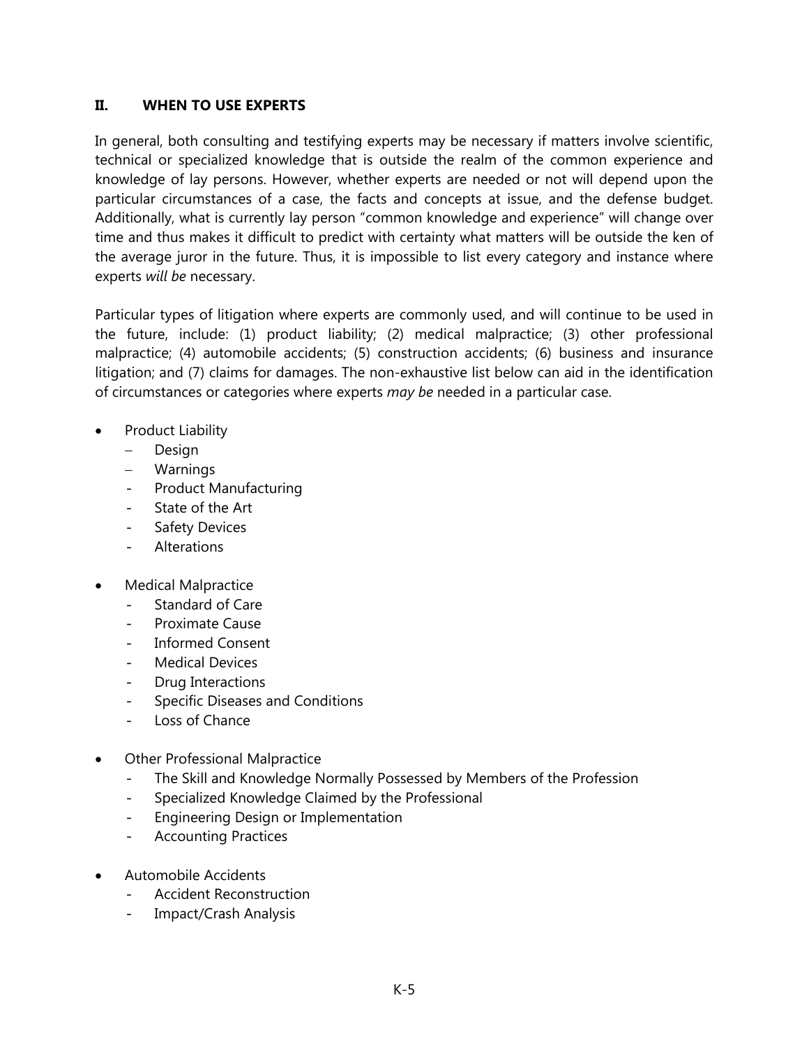## II. WHEN TO USE EXPERTS

In general, both consulting and testifying experts may be necessary if matters involve scientific, technical or specialized knowledge that is outside the realm of the common experience and knowledge of lay persons. However, whether experts are needed or not will depend upon the particular circumstances of a case, the facts and concepts at issue, and the defense budget. Additionally, what is currently lay person "common knowledge and experience" will change over time and thus makes it difficult to predict with certainty what matters will be outside the ken of the average juror in the future. Thus, it is impossible to list every category and instance where experts *will be* necessary.

Particular types of litigation where experts are commonly used, and will continue to be used in the future, include: (1) product liability; (2) medical malpractice; (3) other professional malpractice; (4) automobile accidents; (5) construction accidents; (6) business and insurance litigation; and (7) claims for damages. The non-exhaustive list below can aid in the identification of circumstances or categories where experts *may be* needed in a particular case.

- Product Liability
  - Design
  - Warnings
  - Product Manufacturing
  - State of the Art
  - Safety Devices
  - Alterations

- Medical Malpractice
  - Standard of Care
  - Proximate Cause
  - Informed Consent
  - Medical Devices
  - Drug Interactions
  - Specific Diseases and Conditions
  - Loss of Chance

- Other Professional Malpractice
  - The Skill and Knowledge Normally Possessed by Members of the Profession
  - Specialized Knowledge Claimed by the Professional
  - Engineering Design or Implementation
  - Accounting Practices

- Automobile Accidents
  - Accident Reconstruction
  - Impact/Crash Analysis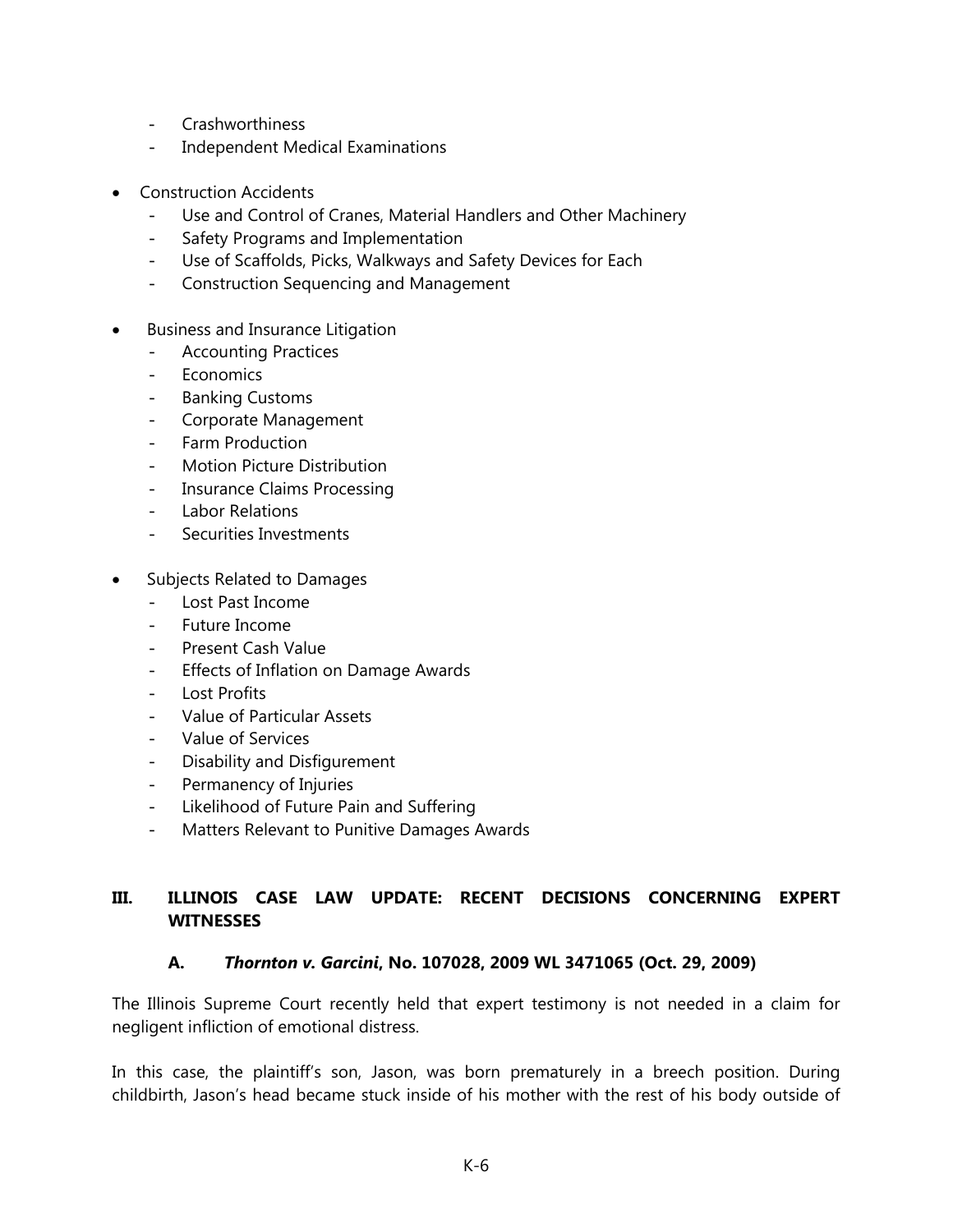- Crashworthiness
  - Independent Medical Examinations

- Construction Accidents
  - Use and Control of Cranes, Material Handlers and Other Machinery
  - Safety Programs and Implementation
  - Use of Scaffolds, Picks, Walkways and Safety Devices for Each
  - Construction Sequencing and Management

- Business and Insurance Litigation
  - Accounting Practices
  - Economics
  - Banking Customs
  - Corporate Management
  - Farm Production
  - Motion Picture Distribution
  - Insurance Claims Processing
  - Labor Relations
  - Securities Investments

- Subjects Related to Damages
  - Lost Past Income
  - Future Income
  - Present Cash Value
  - Effects of Inflation on Damage Awards
  - Lost Profits
  - Value of Particular Assets
  - Value of Services
  - Disability and Disfigurement
  - Permanency of Injuries
  - Likelihood of Future Pain and Suffering
  - Matters Relevant to Punitive Damages Awards

## III. ILLINOIS CASE LAW UPDATE: RECENT DECISIONS CONCERNING EXPERT WITNESSES

### A. *Thornton v. Garcini*, No. 107028, 2009 WL 3471065 (Oct. 29, 2009)

The Illinois Supreme Court recently held that expert testimony is not needed in a claim for negligent infliction of emotional distress.

In this case, the plaintiff's son, Jason, was born prematurely in a breech position. During childbirth, Jason's head became stuck inside of his mother with the rest of his body outside of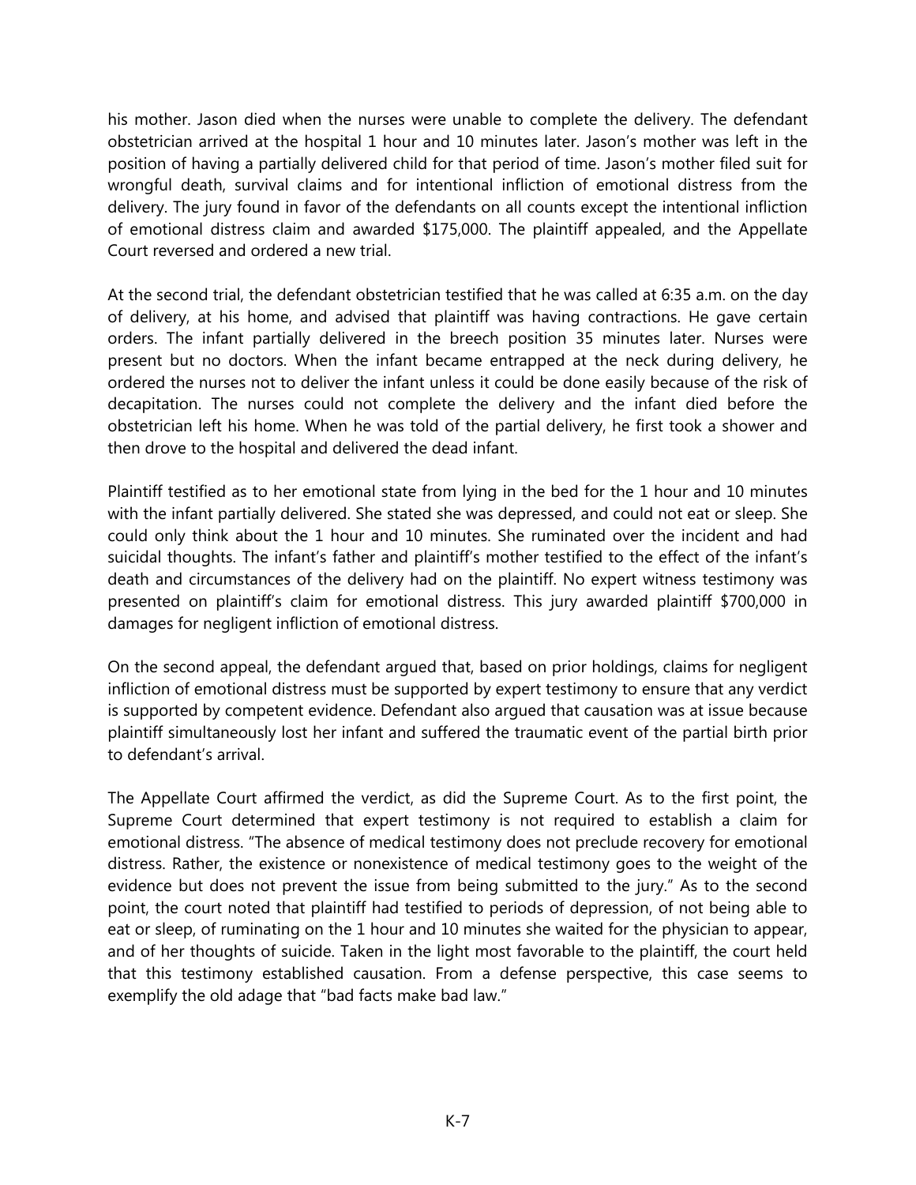his mother. Jason died when the nurses were unable to complete the delivery. The defendant obstetrician arrived at the hospital 1 hour and 10 minutes later. Jason's mother was left in the position of having a partially delivered child for that period of time. Jason's mother filed suit for wrongful death, survival claims and for intentional infliction of emotional distress from the delivery. The jury found in favor of the defendants on all counts except the intentional infliction of emotional distress claim and awarded $175,000. The plaintiff appealed, and the Appellate Court reversed and ordered a new trial.

At the second trial, the defendant obstetrician testified that he was called at 6:35 a.m. on the day of delivery, at his home, and advised that plaintiff was having contractions. He gave certain orders. The infant partially delivered in the breech position 35 minutes later. Nurses were present but no doctors. When the infant became entrapped at the neck during delivery, he ordered the nurses not to deliver the infant unless it could be done easily because of the risk of decapitation. The nurses could not complete the delivery and the infant died before the obstetrician left his home. When he was told of the partial delivery, he first took a shower and then drove to the hospital and delivered the dead infant.

Plaintiff testified as to her emotional state from lying in the bed for the 1 hour and 10 minutes with the infant partially delivered. She stated she was depressed, and could not eat or sleep. She could only think about the 1 hour and 10 minutes. She ruminated over the incident and had suicidal thoughts. The infant's father and plaintiff's mother testified to the effect of the infant's death and circumstances of the delivery had on the plaintiff. No expert witness testimony was presented on plaintiff's claim for emotional distress. This jury awarded plaintiff $700,000 in damages for negligent infliction of emotional distress.

On the second appeal, the defendant argued that, based on prior holdings, claims for negligent infliction of emotional distress must be supported by expert testimony to ensure that any verdict is supported by competent evidence. Defendant also argued that causation was at issue because plaintiff simultaneously lost her infant and suffered the traumatic event of the partial birth prior to defendant's arrival.

The Appellate Court affirmed the verdict, as did the Supreme Court. As to the first point, the Supreme Court determined that expert testimony is not required to establish a claim for emotional distress. "The absence of medical testimony does not preclude recovery for emotional distress. Rather, the existence or nonexistence of medical testimony goes to the weight of the evidence but does not prevent the issue from being submitted to the jury." As to the second point, the court noted that plaintiff had testified to periods of depression, of not being able to eat or sleep, of ruminating on the 1 hour and 10 minutes she waited for the physician to appear, and of her thoughts of suicide. Taken in the light most favorable to the plaintiff, the court held that this testimony established causation. From a defense perspective, this case seems to exemplify the old adage that "bad facts make bad law."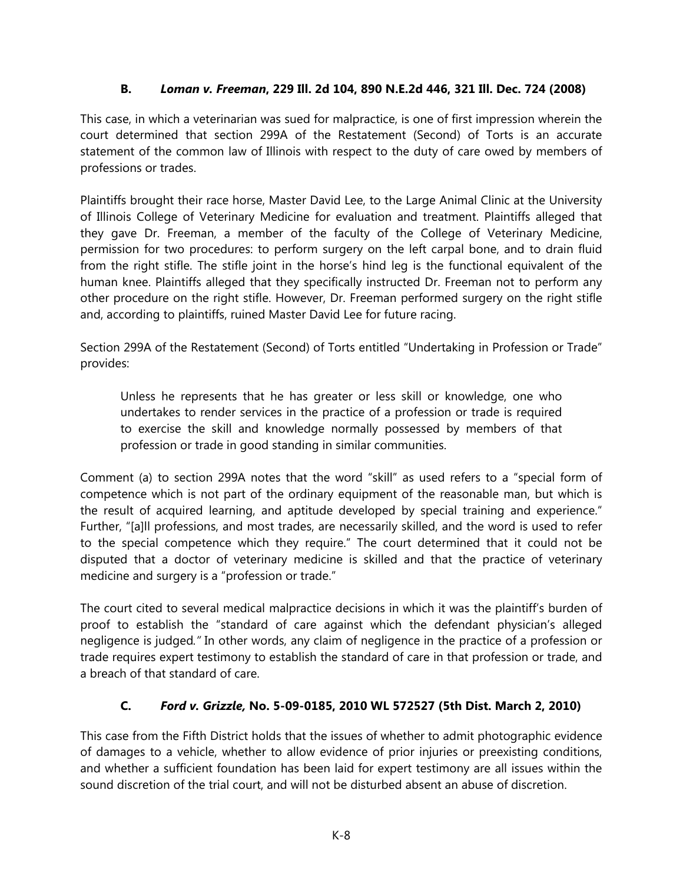### B. *Loman v. Freeman*, 229 Ill. 2d 104, 890 N.E.2d 446, 321 Ill. Dec. 724 (2008)

This case, in which a veterinarian was sued for malpractice, is one of first impression wherein the court determined that section 299A of the Restatement (Second) of Torts is an accurate statement of the common law of Illinois with respect to the duty of care owed by members of professions or trades.

Plaintiffs brought their race horse, Master David Lee, to the Large Animal Clinic at the University of Illinois College of Veterinary Medicine for evaluation and treatment. Plaintiffs alleged that they gave Dr. Freeman, a member of the faculty of the College of Veterinary Medicine, permission for two procedures: to perform surgery on the left carpal bone, and to drain fluid from the right stifle. The stifle joint in the horse's hind leg is the functional equivalent of the human knee. Plaintiffs alleged that they specifically instructed Dr. Freeman not to perform any other procedure on the right stifle. However, Dr. Freeman performed surgery on the right stifle and, according to plaintiffs, ruined Master David Lee for future racing.

Section 299A of the Restatement (Second) of Torts entitled "Undertaking in Profession or Trade" provides:

> Unless he represents that he has greater or less skill or knowledge, one who undertakes to render services in the practice of a profession or trade is required to exercise the skill and knowledge normally possessed by members of that profession or trade in good standing in similar communities.

Comment (a) to section 299A notes that the word "skill" as used refers to a "special form of competence which is not part of the ordinary equipment of the reasonable man, but which is the result of acquired learning, and aptitude developed by special training and experience." Further, "[a]ll professions, and most trades, are necessarily skilled, and the word is used to refer to the special competence which they require." The court determined that it could not be disputed that a doctor of veterinary medicine is skilled and that the practice of veterinary medicine and surgery is a "profession or trade."

The court cited to several medical malpractice decisions in which it was the plaintiff's burden of proof to establish the "standard of care against which the defendant physician's alleged negligence is judged." In other words, any claim of negligence in the practice of a profession or trade requires expert testimony to establish the standard of care in that profession or trade, and a breach of that standard of care.

### C. *Ford v. Grizzle,* No. 5-09-0185, 2010 WL 572527 (5th Dist. March 2, 2010)

This case from the Fifth District holds that the issues of whether to admit photographic evidence of damages to a vehicle, whether to allow evidence of prior injuries or preexisting conditions, and whether a sufficient foundation has been laid for expert testimony are all issues within the sound discretion of the trial court, and will not be disturbed absent an abuse of discretion.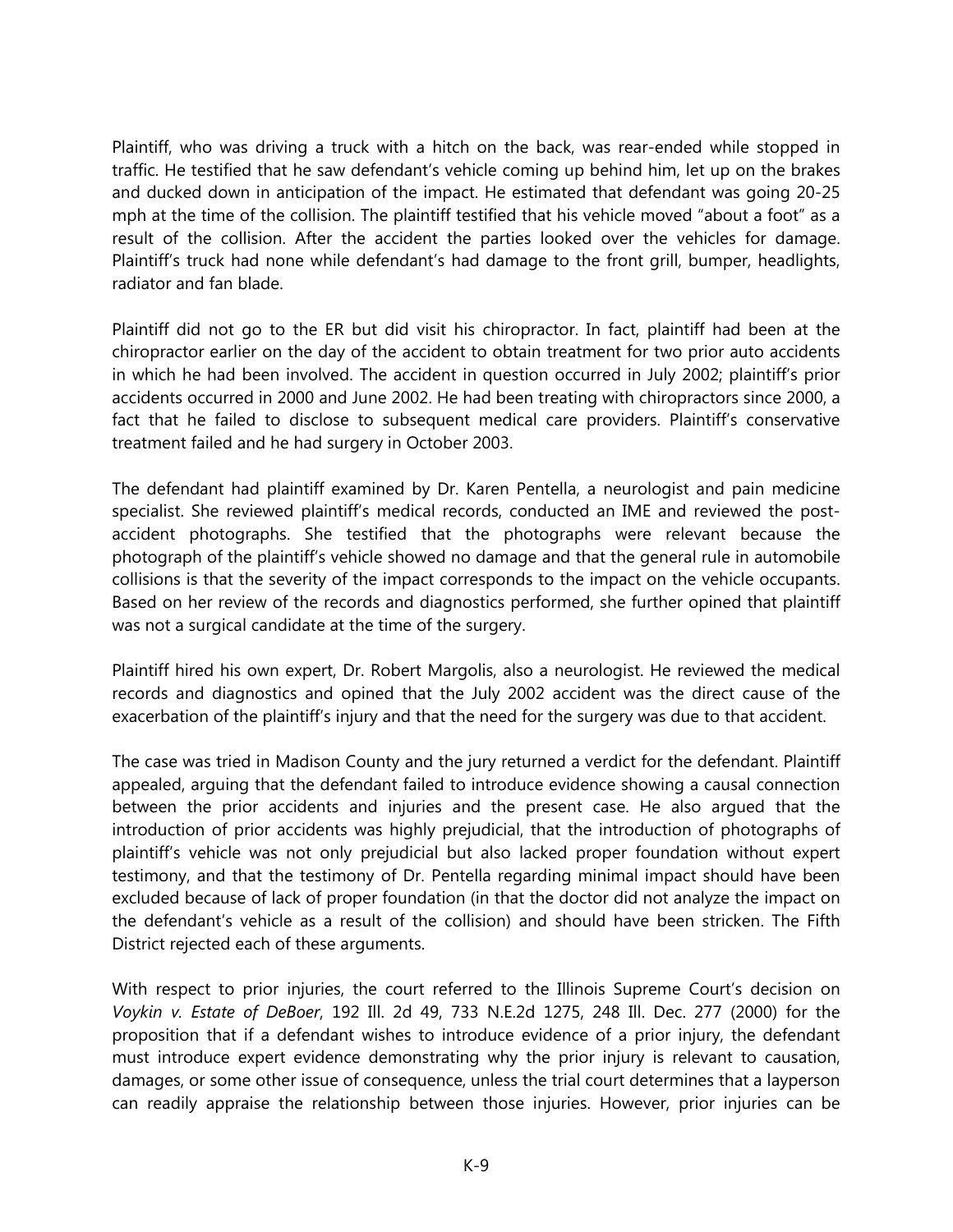Plaintiff, who was driving a truck with a hitch on the back, was rear-ended while stopped in traffic. He testified that he saw defendant's vehicle coming up behind him, let up on the brakes and ducked down in anticipation of the impact. He estimated that defendant was going 20-25 mph at the time of the collision. The plaintiff testified that his vehicle moved "about a foot" as a result of the collision. After the accident the parties looked over the vehicles for damage. Plaintiff's truck had none while defendant's had damage to the front grill, bumper, headlights, radiator and fan blade.

Plaintiff did not go to the ER but did visit his chiropractor. In fact, plaintiff had been at the chiropractor earlier on the day of the accident to obtain treatment for two prior auto accidents in which he had been involved. The accident in question occurred in July 2002; plaintiff's prior accidents occurred in 2000 and June 2002. He had been treating with chiropractors since 2000, a fact that he failed to disclose to subsequent medical care providers. Plaintiff's conservative treatment failed and he had surgery in October 2003.

The defendant had plaintiff examined by Dr. Karen Pentella, a neurologist and pain medicine specialist. She reviewed plaintiff's medical records, conducted an IME and reviewed the post-accident photographs. She testified that the photographs were relevant because the photograph of the plaintiff's vehicle showed no damage and that the general rule in automobile collisions is that the severity of the impact corresponds to the impact on the vehicle occupants. Based on her review of the records and diagnostics performed, she further opined that plaintiff was not a surgical candidate at the time of the surgery.

Plaintiff hired his own expert, Dr. Robert Margolis, also a neurologist. He reviewed the medical records and diagnostics and opined that the July 2002 accident was the direct cause of the exacerbation of the plaintiff's injury and that the need for the surgery was due to that accident.

The case was tried in Madison County and the jury returned a verdict for the defendant. Plaintiff appealed, arguing that the defendant failed to introduce evidence showing a causal connection between the prior accidents and injuries and the present case. He also argued that the introduction of prior accidents was highly prejudicial, that the introduction of photographs of plaintiff's vehicle was not only prejudicial but also lacked proper foundation without expert testimony, and that the testimony of Dr. Pentella regarding minimal impact should have been excluded because of lack of proper foundation (in that the doctor did not analyze the impact on the defendant's vehicle as a result of the collision) and should have been stricken. The Fifth District rejected each of these arguments.

With respect to prior injuries, the court referred to the Illinois Supreme Court's decision on *Voykin v. Estate of DeBoer*, 192 Ill. 2d 49, 733 N.E.2d 1275, 248 Ill. Dec. 277 (2000) for the proposition that if a defendant wishes to introduce evidence of a prior injury, the defendant must introduce expert evidence demonstrating why the prior injury is relevant to causation, damages, or some other issue of consequence, unless the trial court determines that a layperson can readily appraise the relationship between those injuries. However, prior injuries can be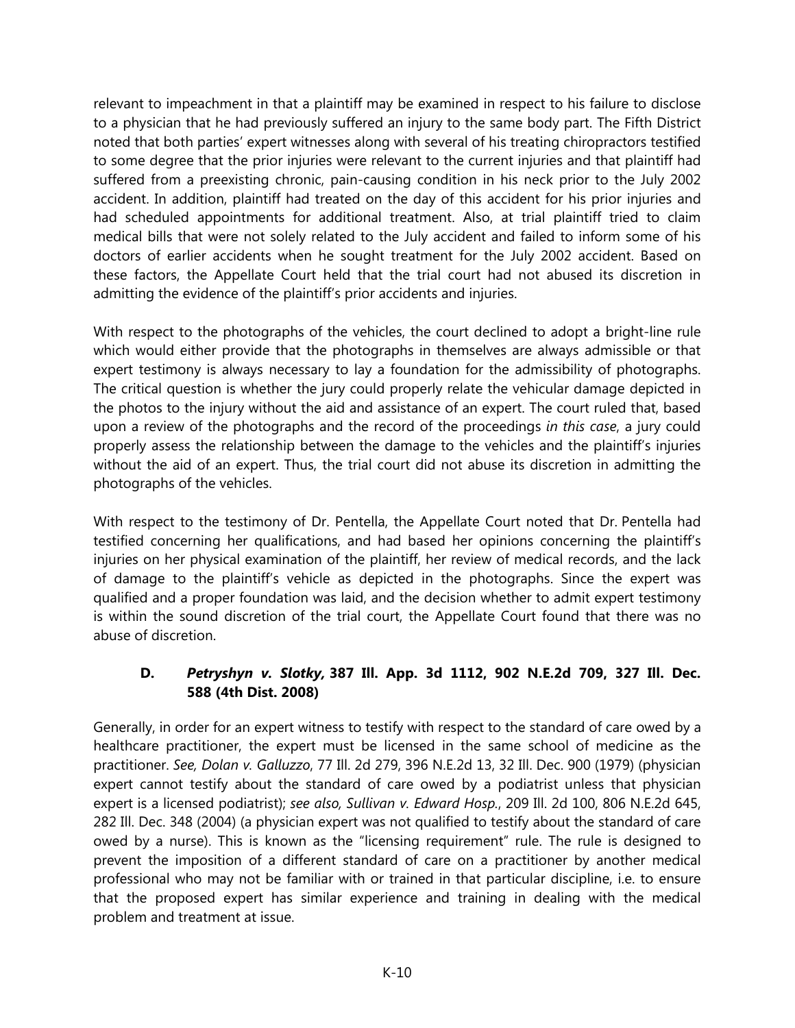relevant to impeachment in that a plaintiff may be examined in respect to his failure to disclose to a physician that he had previously suffered an injury to the same body part. The Fifth District noted that both parties' expert witnesses along with several of his treating chiropractors testified to some degree that the prior injuries were relevant to the current injuries and that plaintiff had suffered from a preexisting chronic, pain-causing condition in his neck prior to the July 2002 accident. In addition, plaintiff had treated on the day of this accident for his prior injuries and had scheduled appointments for additional treatment. Also, at trial plaintiff tried to claim medical bills that were not solely related to the July accident and failed to inform some of his doctors of earlier accidents when he sought treatment for the July 2002 accident. Based on these factors, the Appellate Court held that the trial court had not abused its discretion in admitting the evidence of the plaintiff's prior accidents and injuries.

With respect to the photographs of the vehicles, the court declined to adopt a bright-line rule which would either provide that the photographs in themselves are always admissible or that expert testimony is always necessary to lay a foundation for the admissibility of photographs. The critical question is whether the jury could properly relate the vehicular damage depicted in the photos to the injury without the aid and assistance of an expert. The court ruled that, based upon a review of the photographs and the record of the proceedings *in this case*, a jury could properly assess the relationship between the damage to the vehicles and the plaintiff's injuries without the aid of an expert. Thus, the trial court did not abuse its discretion in admitting the photographs of the vehicles.

With respect to the testimony of Dr. Pentella, the Appellate Court noted that Dr. Pentella had testified concerning her qualifications, and had based her opinions concerning the plaintiff's injuries on her physical examination of the plaintiff, her review of medical records, and the lack of damage to the plaintiff's vehicle as depicted in the photographs. Since the expert was qualified and a proper foundation was laid, and the decision whether to admit expert testimony is within the sound discretion of the trial court, the Appellate Court found that there was no abuse of discretion.

### D. *Petryshyn v. Slotky,* 387 Ill. App. 3d 1112, 902 N.E.2d 709, 327 Ill. Dec. 588 (4th Dist. 2008)

Generally, in order for an expert witness to testify with respect to the standard of care owed by a healthcare practitioner, the expert must be licensed in the same school of medicine as the practitioner. *See, Dolan v. Galluzzo*, 77 Ill. 2d 279, 396 N.E.2d 13, 32 Ill. Dec. 900 (1979) (physician expert cannot testify about the standard of care owed by a podiatrist unless that physician expert is a licensed podiatrist); *see also, Sullivan v. Edward Hosp.*, 209 Ill. 2d 100, 806 N.E.2d 645, 282 Ill. Dec. 348 (2004) (a physician expert was not qualified to testify about the standard of care owed by a nurse). This is known as the "licensing requirement" rule. The rule is designed to prevent the imposition of a different standard of care on a practitioner by another medical professional who may not be familiar with or trained in that particular discipline, i.e. to ensure that the proposed expert has similar experience and training in dealing with the medical problem and treatment at issue.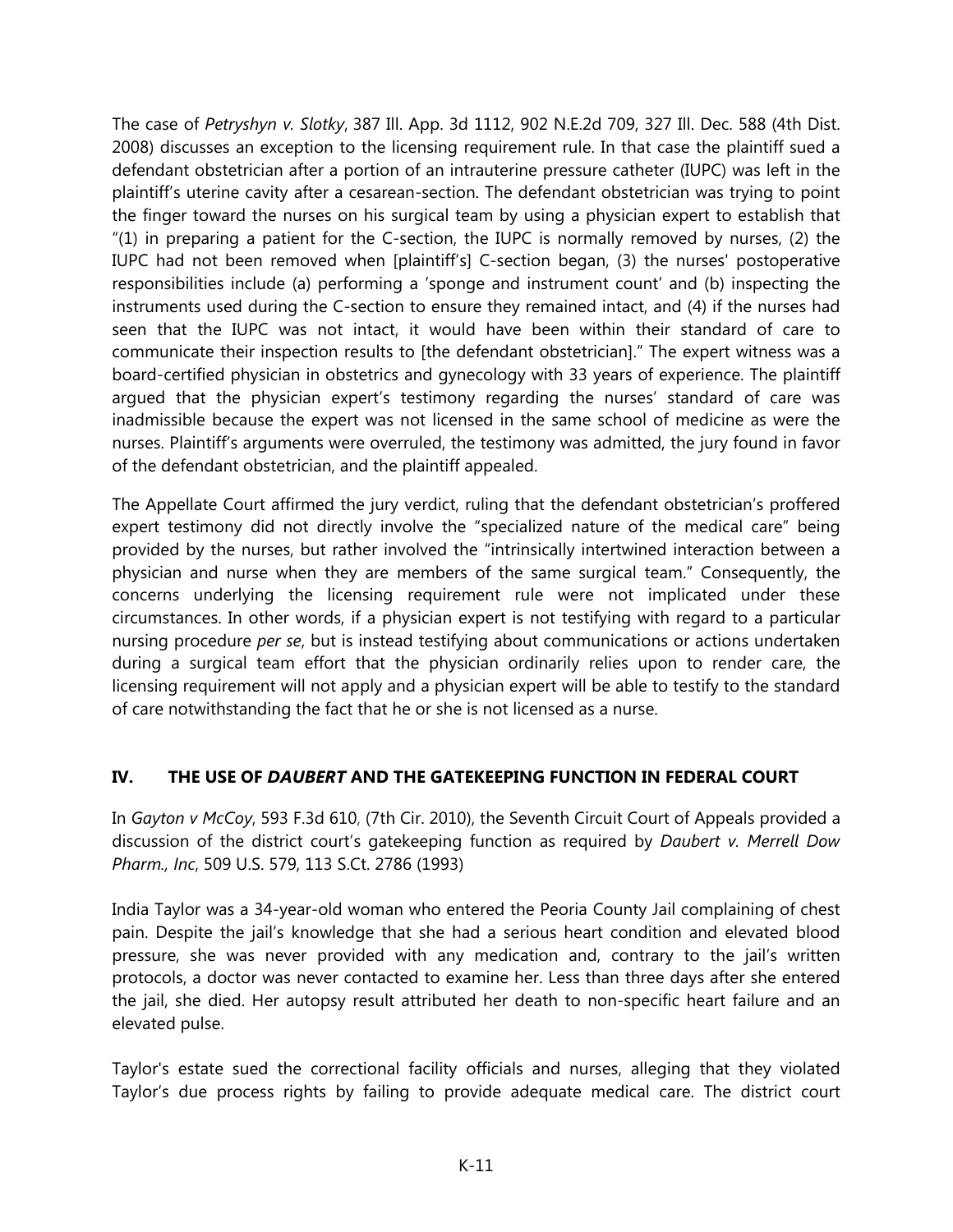The case of *Petryshyn v. Slotky*, 387 Ill. App. 3d 1112, 902 N.E.2d 709, 327 Ill. Dec. 588 (4th Dist. 2008) discusses an exception to the licensing requirement rule. In that case the plaintiff sued a defendant obstetrician after a portion of an intrauterine pressure catheter (IUPC) was left in the plaintiff's uterine cavity after a cesarean-section. The defendant obstetrician was trying to point the finger toward the nurses on his surgical team by using a physician expert to establish that "(1) in preparing a patient for the C-section, the IUPC is normally removed by nurses, (2) the IUPC had not been removed when [plaintiff's] C-section began, (3) the nurses' postoperative responsibilities include (a) performing a 'sponge and instrument count' and (b) inspecting the instruments used during the C-section to ensure they remained intact, and (4) if the nurses had seen that the IUPC was not intact, it would have been within their standard of care to communicate their inspection results to [the defendant obstetrician]." The expert witness was a board-certified physician in obstetrics and gynecology with 33 years of experience. The plaintiff argued that the physician expert's testimony regarding the nurses' standard of care was inadmissible because the expert was not licensed in the same school of medicine as were the nurses. Plaintiff's arguments were overruled, the testimony was admitted, the jury found in favor of the defendant obstetrician, and the plaintiff appealed.

The Appellate Court affirmed the jury verdict, ruling that the defendant obstetrician's proffered expert testimony did not directly involve the "specialized nature of the medical care" being provided by the nurses, but rather involved the "intrinsically intertwined interaction between a physician and nurse when they are members of the same surgical team." Consequently, the concerns underlying the licensing requirement rule were not implicated under these circumstances. In other words, if a physician expert is not testifying with regard to a particular nursing procedure *per se*, but is instead testifying about communications or actions undertaken during a surgical team effort that the physician ordinarily relies upon to render care, the licensing requirement will not apply and a physician expert will be able to testify to the standard of care notwithstanding the fact that he or she is not licensed as a nurse.

## IV. THE USE OF *DAUBERT* AND THE GATEKEEPING FUNCTION IN FEDERAL COURT

In *Gayton v McCoy*, 593 F.3d 610, (7th Cir. 2010), the Seventh Circuit Court of Appeals provided a discussion of the district court's gatekeeping function as required by *Daubert v. Merrell Dow Pharm., Inc*, 509 U.S. 579, 113 S.Ct. 2786 (1993)

India Taylor was a 34-year-old woman who entered the Peoria County Jail complaining of chest pain. Despite the jail's knowledge that she had a serious heart condition and elevated blood pressure, she was never provided with any medication and, contrary to the jail's written protocols, a doctor was never contacted to examine her. Less than three days after she entered the jail, she died. Her autopsy result attributed her death to non-specific heart failure and an elevated pulse.

Taylor's estate sued the correctional facility officials and nurses, alleging that they violated Taylor's due process rights by failing to provide adequate medical care. The district court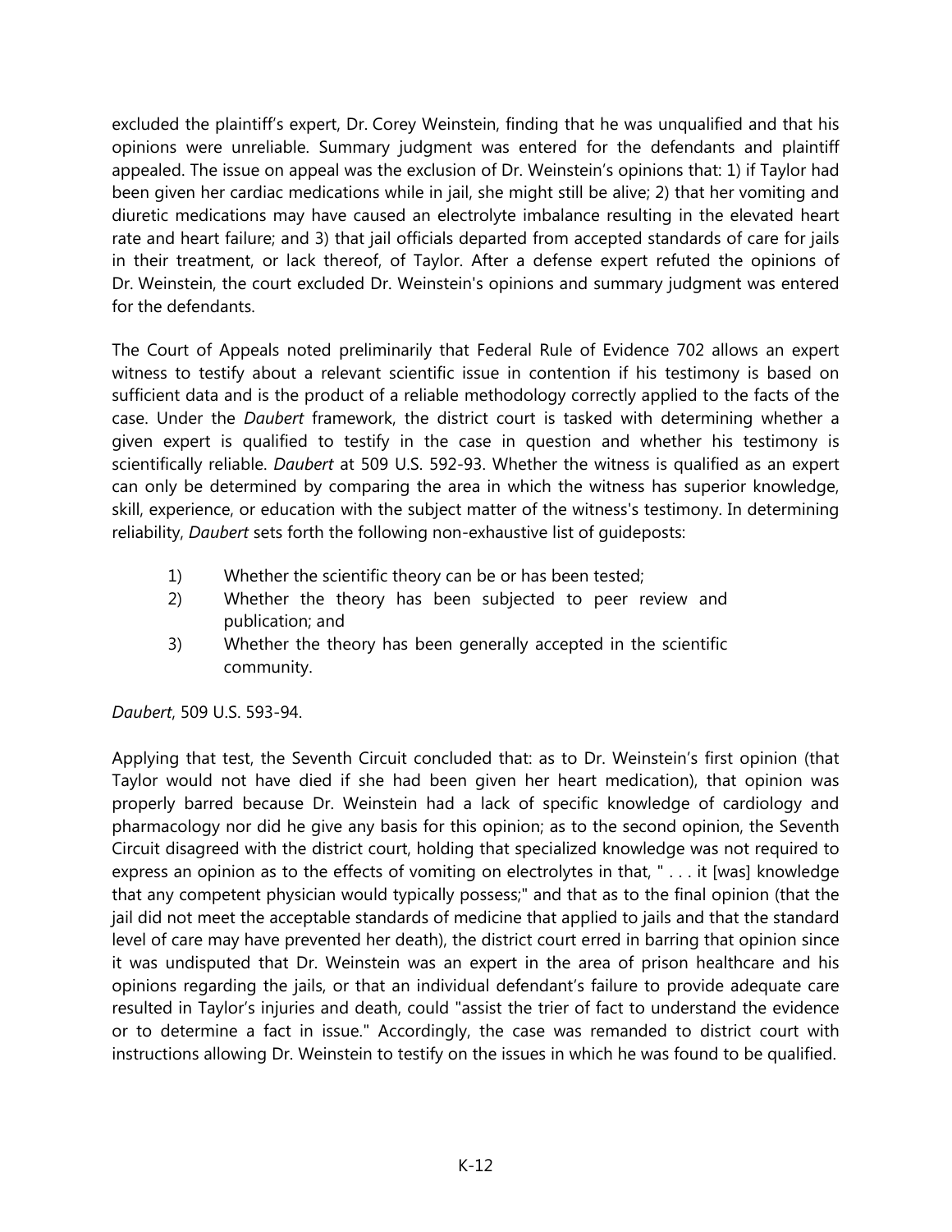excluded the plaintiff's expert, Dr. Corey Weinstein, finding that he was unqualified and that his opinions were unreliable. Summary judgment was entered for the defendants and plaintiff appealed. The issue on appeal was the exclusion of Dr. Weinstein's opinions that: 1) if Taylor had been given her cardiac medications while in jail, she might still be alive; 2) that her vomiting and diuretic medications may have caused an electrolyte imbalance resulting in the elevated heart rate and heart failure; and 3) that jail officials departed from accepted standards of care for jails in their treatment, or lack thereof, of Taylor. After a defense expert refuted the opinions of Dr. Weinstein, the court excluded Dr. Weinstein's opinions and summary judgment was entered for the defendants.

The Court of Appeals noted preliminarily that Federal Rule of Evidence 702 allows an expert witness to testify about a relevant scientific issue in contention if his testimony is based on sufficient data and is the product of a reliable methodology correctly applied to the facts of the case. Under the *Daubert* framework, the district court is tasked with determining whether a given expert is qualified to testify in the case in question and whether his testimony is scientifically reliable. *Daubert* at 509 U.S. 592-93. Whether the witness is qualified as an expert can only be determined by comparing the area in which the witness has superior knowledge, skill, experience, or education with the subject matter of the witness's testimony. In determining reliability, *Daubert* sets forth the following non-exhaustive list of guideposts:

1) Whether the scientific theory can be or has been tested;
2) Whether the theory has been subjected to peer review and publication; and
3) Whether the theory has been generally accepted in the scientific community.

*Daubert*, 509 U.S. 593-94.

Applying that test, the Seventh Circuit concluded that: as to Dr. Weinstein's first opinion (that Taylor would not have died if she had been given her heart medication), that opinion was properly barred because Dr. Weinstein had a lack of specific knowledge of cardiology and pharmacology nor did he give any basis for this opinion; as to the second opinion, the Seventh Circuit disagreed with the district court, holding that specialized knowledge was not required to express an opinion as to the effects of vomiting on electrolytes in that, " . . . it [was] knowledge that any competent physician would typically possess;" and that as to the final opinion (that the jail did not meet the acceptable standards of medicine that applied to jails and that the standard level of care may have prevented her death), the district court erred in barring that opinion since it was undisputed that Dr. Weinstein was an expert in the area of prison healthcare and his opinions regarding the jails, or that an individual defendant's failure to provide adequate care resulted in Taylor's injuries and death, could "assist the trier of fact to understand the evidence or to determine a fact in issue." Accordingly, the case was remanded to district court with instructions allowing Dr. Weinstein to testify on the issues in which he was found to be qualified.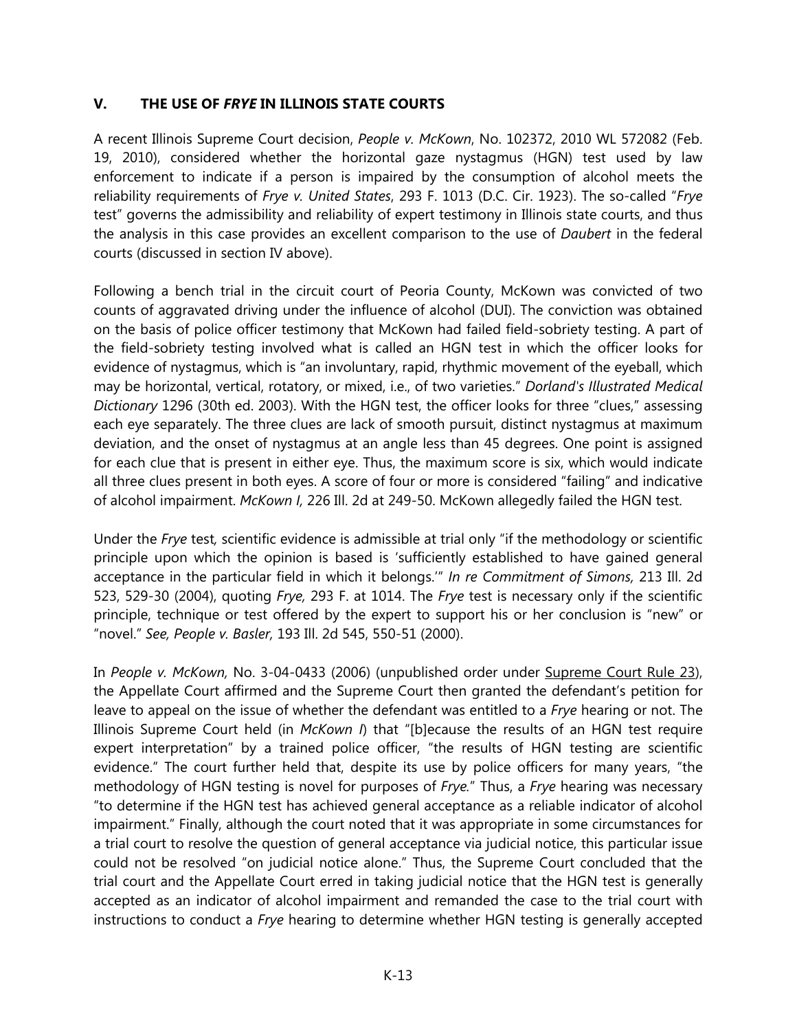## V. THE USE OF *FRYE* IN ILLINOIS STATE COURTS

A recent Illinois Supreme Court decision, *People v. McKown*, No. 102372, 2010 WL 572082 (Feb. 19, 2010), considered whether the horizontal gaze nystagmus (HGN) test used by law enforcement to indicate if a person is impaired by the consumption of alcohol meets the reliability requirements of *Frye v. United States*, 293 F. 1013 (D.C. Cir. 1923). The so-called "*Frye* test" governs the admissibility and reliability of expert testimony in Illinois state courts, and thus the analysis in this case provides an excellent comparison to the use of *Daubert* in the federal courts (discussed in section IV above).

Following a bench trial in the circuit court of Peoria County, McKown was convicted of two counts of aggravated driving under the influence of alcohol (DUI). The conviction was obtained on the basis of police officer testimony that McKown had failed field-sobriety testing. A part of the field-sobriety testing involved what is called an HGN test in which the officer looks for evidence of nystagmus, which is "an involuntary, rapid, rhythmic movement of the eyeball, which may be horizontal, vertical, rotatory, or mixed, i.e., of two varieties." *Dorland's Illustrated Medical Dictionary* 1296 (30th ed. 2003). With the HGN test, the officer looks for three "clues," assessing each eye separately. The three clues are lack of smooth pursuit, distinct nystagmus at maximum deviation, and the onset of nystagmus at an angle less than 45 degrees. One point is assigned for each clue that is present in either eye. Thus, the maximum score is six, which would indicate all three clues present in both eyes. A score of four or more is considered "failing" and indicative of alcohol impairment. *McKown I,* 226 Ill. 2d at 249-50. McKown allegedly failed the HGN test.

Under the *Frye* test*,* scientific evidence is admissible at trial only "if the methodology or scientific principle upon which the opinion is based is 'sufficiently established to have gained general acceptance in the particular field in which it belongs.'" *In re Commitment of Simons,* 213 Ill. 2d 523, 529-30 (2004), quoting *Frye,* 293 F. at 1014. The *Frye* test is necessary only if the scientific principle, technique or test offered by the expert to support his or her conclusion is "new" or "novel." *See, People v. Basler,* 193 Ill. 2d 545, 550-51 (2000).

In *People v. McKown,* No. 3-04-0433 (2006) (unpublished order under Supreme Court Rule 23), the Appellate Court affirmed and the Supreme Court then granted the defendant's petition for leave to appeal on the issue of whether the defendant was entitled to a *Frye* hearing or not. The Illinois Supreme Court held (in *McKown I*) that "[b]ecause the results of an HGN test require expert interpretation" by a trained police officer, "the results of HGN testing are scientific evidence." The court further held that, despite its use by police officers for many years, "the methodology of HGN testing is novel for purposes of *Frye*." Thus, a *Frye* hearing was necessary "to determine if the HGN test has achieved general acceptance as a reliable indicator of alcohol impairment." Finally, although the court noted that it was appropriate in some circumstances for a trial court to resolve the question of general acceptance via judicial notice, this particular issue could not be resolved "on judicial notice alone." Thus, the Supreme Court concluded that the trial court and the Appellate Court erred in taking judicial notice that the HGN test is generally accepted as an indicator of alcohol impairment and remanded the case to the trial court with instructions to conduct a *Frye* hearing to determine whether HGN testing is generally accepted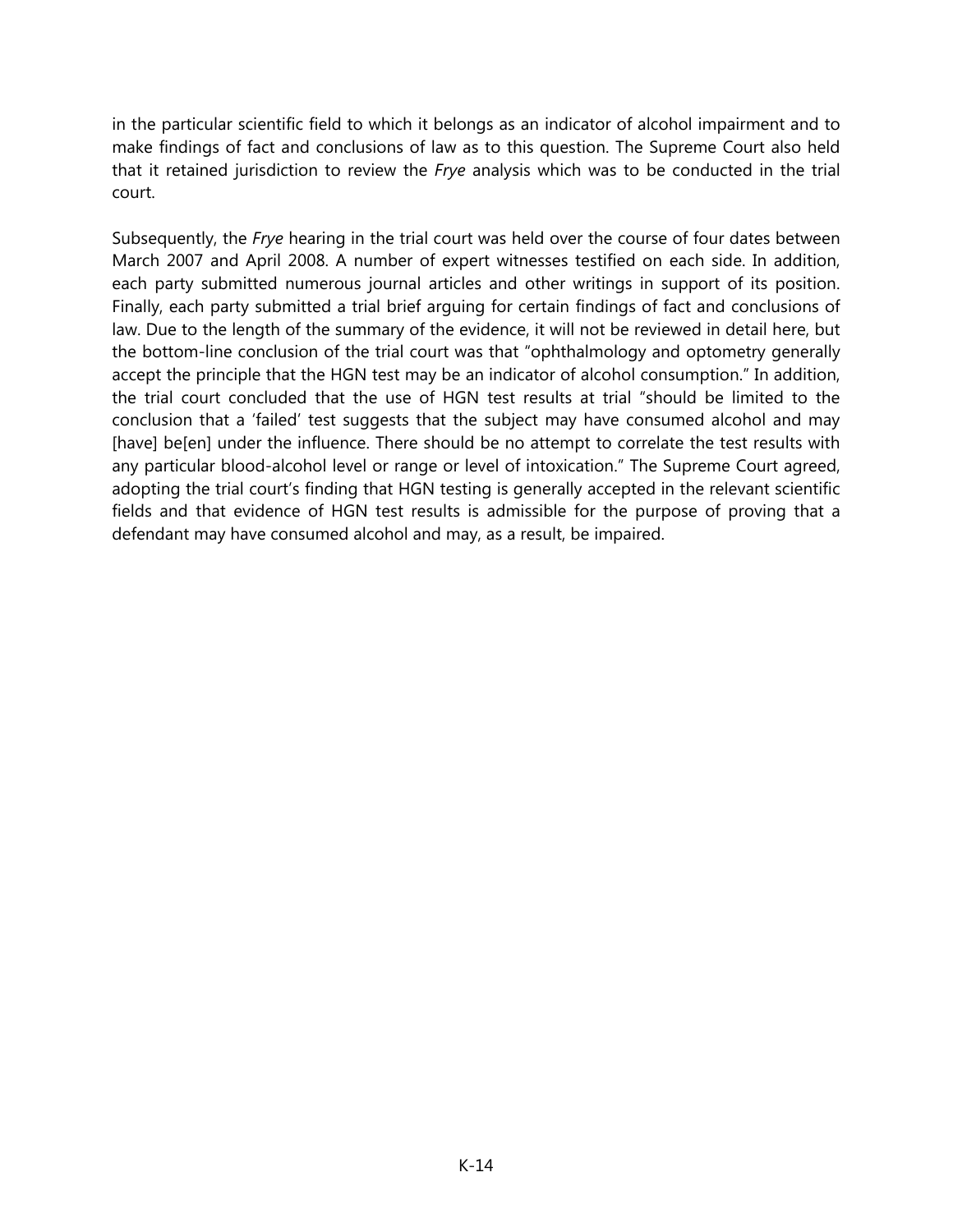in the particular scientific field to which it belongs as an indicator of alcohol impairment and to make findings of fact and conclusions of law as to this question. The Supreme Court also held that it retained jurisdiction to review the *Frye* analysis which was to be conducted in the trial court.

Subsequently, the *Frye* hearing in the trial court was held over the course of four dates between March 2007 and April 2008. A number of expert witnesses testified on each side. In addition, each party submitted numerous journal articles and other writings in support of its position. Finally, each party submitted a trial brief arguing for certain findings of fact and conclusions of law. Due to the length of the summary of the evidence, it will not be reviewed in detail here, but the bottom-line conclusion of the trial court was that "ophthalmology and optometry generally accept the principle that the HGN test may be an indicator of alcohol consumption." In addition, the trial court concluded that the use of HGN test results at trial "should be limited to the conclusion that a 'failed' test suggests that the subject may have consumed alcohol and may [have] be[en] under the influence. There should be no attempt to correlate the test results with any particular blood-alcohol level or range or level of intoxication." The Supreme Court agreed, adopting the trial court's finding that HGN testing is generally accepted in the relevant scientific fields and that evidence of HGN test results is admissible for the purpose of proving that a defendant may have consumed alcohol and may, as a result, be impaired.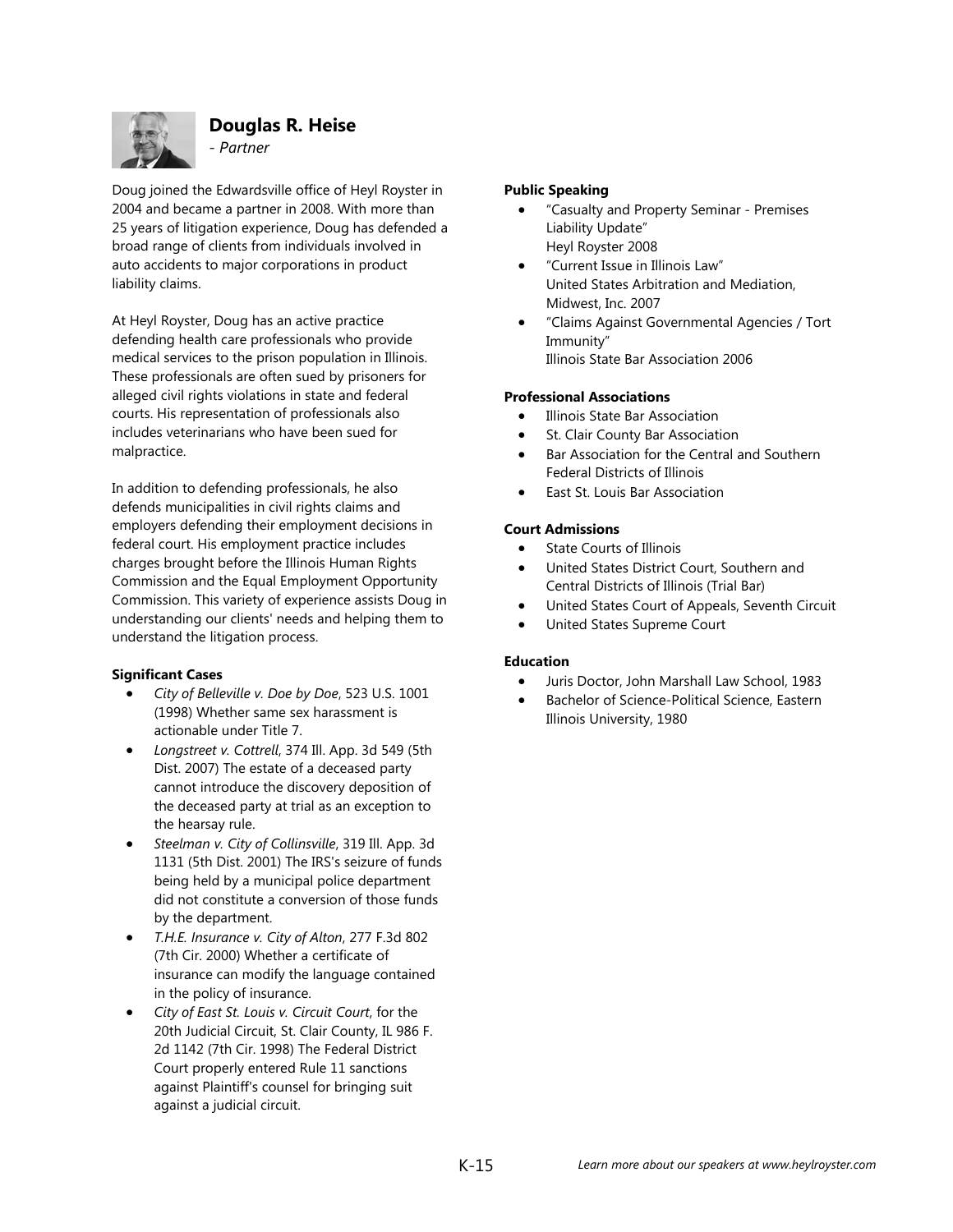## Douglas R. Heise

*- Partner*

Doug joined the Edwardsville office of Heyl Royster in 2004 and became a partner in 2008. With more than 25 years of litigation experience, Doug has defended a broad range of clients from individuals involved in auto accidents to major corporations in product liability claims.

At Heyl Royster, Doug has an active practice defending health care professionals who provide medical services to the prison population in Illinois. These professionals are often sued by prisoners for alleged civil rights violations in state and federal courts. His representation of professionals also includes veterinarians who have been sued for malpractice.

In addition to defending professionals, he also defends municipalities in civil rights claims and employers defending their employment decisions in federal court. His employment practice includes charges brought before the Illinois Human Rights Commission and the Equal Employment Opportunity Commission. This variety of experience assists Doug in understanding our clients' needs and helping them to understand the litigation process.

**Significant Cases**

- *City of Belleville v. Doe by Doe*, 523 U.S. 1001 (1998) Whether same sex harassment is actionable under Title 7.
- *Longstreet v. Cottrell*, 374 Ill. App. 3d 549 (5th Dist. 2007) The estate of a deceased party cannot introduce the discovery deposition of the deceased party at trial as an exception to the hearsay rule.
- *Steelman v. City of Collinsville*, 319 Ill. App. 3d 1131 (5th Dist. 2001) The IRS's seizure of funds being held by a municipal police department did not constitute a conversion of those funds by the department.
- *T.H.E. Insurance v. City of Alton*, 277 F.3d 802 (7th Cir. 2000) Whether a certificate of insurance can modify the language contained in the policy of insurance.
- *City of East St. Louis v. Circuit Court*, for the 20th Judicial Circuit, St. Clair County, IL 986 F. 2d 1142 (7th Cir. 1998) The Federal District Court properly entered Rule 11 sanctions against Plaintiff's counsel for bringing suit against a judicial circuit.

**Public Speaking**

- "Casualty and Property Seminar - Premises Liability Update"
  Heyl Royster 2008
- "Current Issue in Illinois Law"
  United States Arbitration and Mediation, Midwest, Inc. 2007
- "Claims Against Governmental Agencies / Tort Immunity"
  Illinois State Bar Association 2006

**Professional Associations**

- Illinois State Bar Association
- St. Clair County Bar Association
- Bar Association for the Central and Southern Federal Districts of Illinois
- East St. Louis Bar Association

**Court Admissions**

- State Courts of Illinois
- United States District Court, Southern and Central Districts of Illinois (Trial Bar)
- United States Court of Appeals, Seventh Circuit
- United States Supreme Court

**Education**

- Juris Doctor, John Marshall Law School, 1983
- Bachelor of Science-Political Science, Eastern Illinois University, 1980